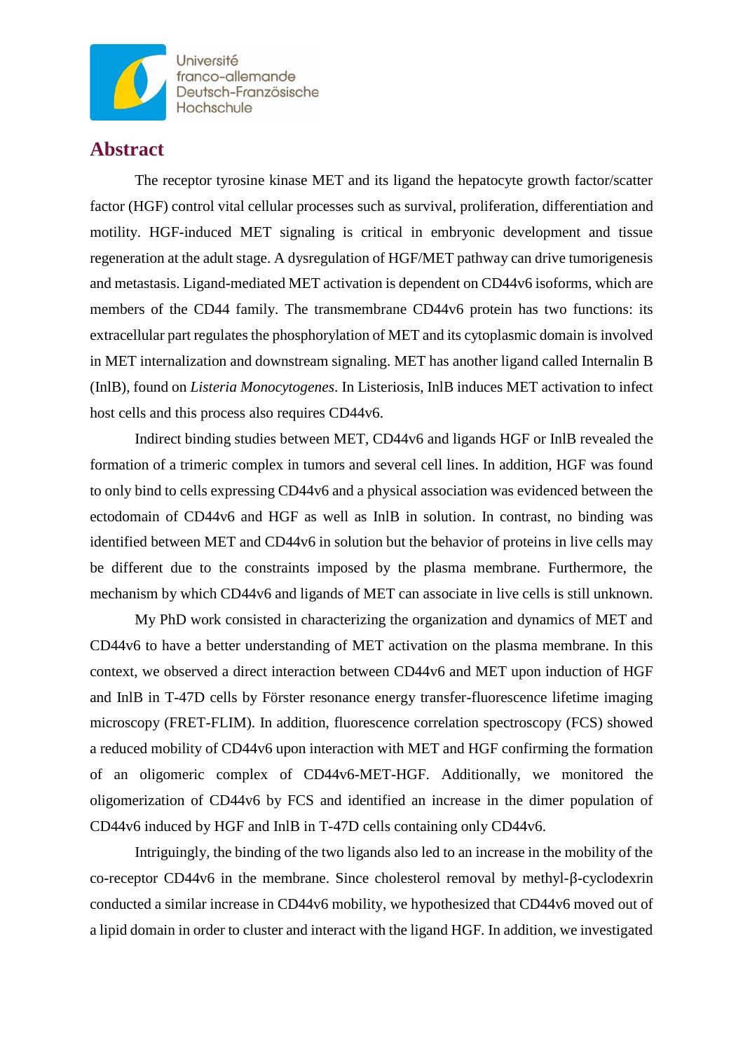# Abstract

The receptor tyrosine kinase MET and its ligand the hepatocyte growth factor/scatter factor (HGF) control vital cellular processes such as survival, proliferation, differentiation and motility. HGF-induced MET signaling is critical in embryonic development and tissue regeneration at the adult stage. A dysregulation of HGF/MET pathway can drive tumorigenesis and metastasis. Ligand-mediated MET activation is dependent on CD44v6 isoforms, which are members of the CD44 family. The transmembrane CD44v6 protein has two functions: its extracellular part regulates the phosphorylation of MET and its cytoplasmic domain is involved in MET internalization and downstream signaling. MET has another ligand called Internalin B (InlB), found on *Listeria Monocytogenes*. In Listeriosis, InlB induces MET activation to infect host cells and this process also requires CD44v6.

Indirect binding studies between MET, CD44v6 and ligands HGF or InlB revealed the formation of a trimeric complex in tumors and several cell lines. In addition, HGF was found to only bind to cells expressing CD44v6 and a physical association was evidenced between the ectodomain of CD44v6 and HGF as well as InlB in solution. In contrast, no binding was identified between MET and CD44v6 in solution but the behavior of proteins in live cells may be different due to the constraints imposed by the plasma membrane. Furthermore, the mechanism by which CD44v6 and ligands of MET can associate in live cells is still unknown.

My PhD work consisted in characterizing the organization and dynamics of MET and CD44v6 to have a better understanding of MET activation on the plasma membrane. In this context, we observed a direct interaction between CD44v6 and MET upon induction of HGF and InlB in T-47D cells by Förster resonance energy transfer-fluorescence lifetime imaging microscopy (FRET-FLIM). In addition, fluorescence correlation spectroscopy (FCS) showed a reduced mobility of CD44v6 upon interaction with MET and HGF confirming the formation of an oligomeric complex of CD44v6-MET-HGF. Additionally, we monitored the oligomerization of CD44v6 by FCS and identified an increase in the dimer population of CD44v6 induced by HGF and InlB in T-47D cells containing only CD44v6.

Intriguingly, the binding of the two ligands also led to an increase in the mobility of the co-receptor CD44v6 in the membrane. Since cholesterol removal by methyl-β-cyclodexrin conducted a similar increase in CD44v6 mobility, we hypothesized that CD44v6 moved out of a lipid domain in order to cluster and interact with the ligand HGF. In addition, we investigated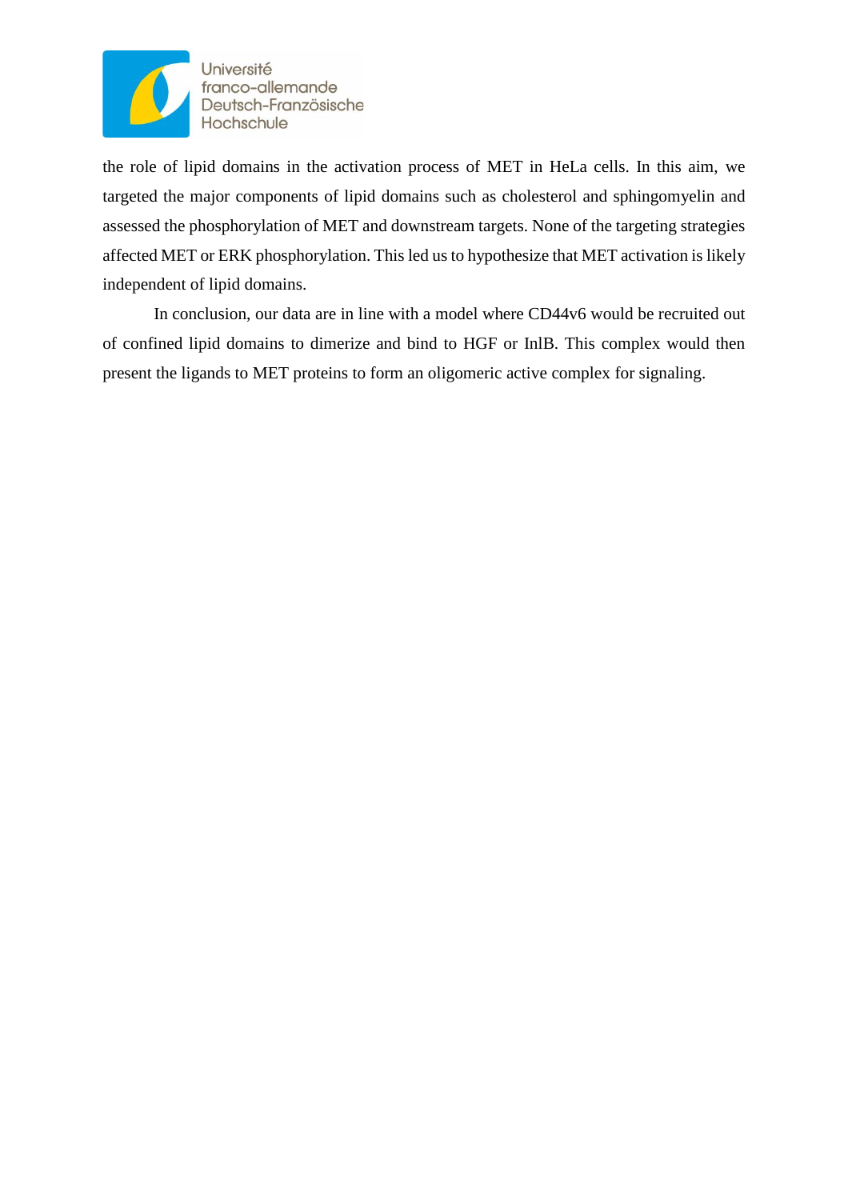the role of lipid domains in the activation process of MET in HeLa cells. In this aim, we targeted the major components of lipid domains such as cholesterol and sphingomyelin and assessed the phosphorylation of MET and downstream targets. None of the targeting strategies affected MET or ERK phosphorylation. This led us to hypothesize that MET activation is likely independent of lipid domains.

In conclusion, our data are in line with a model where CD44v6 would be recruited out of confined lipid domains to dimerize and bind to HGF or InlB. This complex would then present the ligands to MET proteins to form an oligomeric active complex for signaling.